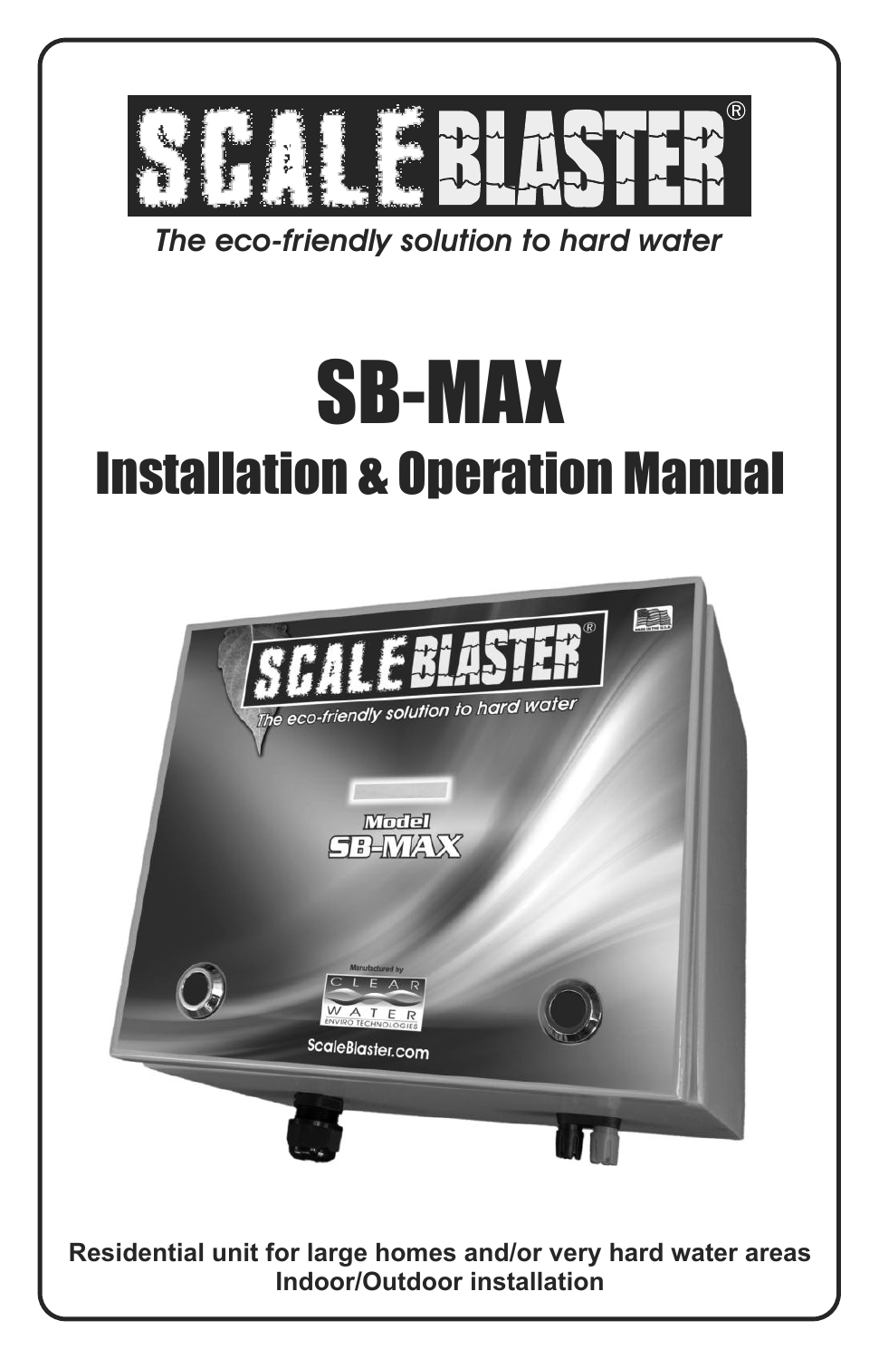# SCALEBLASTER®

*The eco-friendly solution to hard water*

# SB-MAX

## Installation & Operation Manual

**Residential unit for large homes and/or very hard water areas**
**Indoor/Outdoor installation**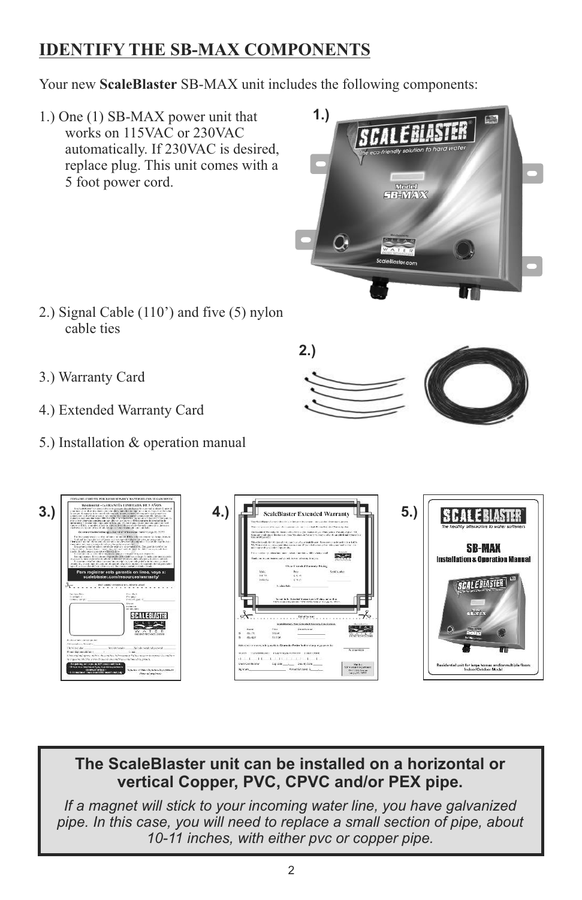## IDENTIFY THE SB-MAX COMPONENTS

Your new **ScaleBlaster** SB-MAX unit includes the following components:

1.) One (1) SB-MAX power unit that works on 115VAC or 230VAC automatically. If 230VAC is desired, replace plug. This unit comes with a 5 foot power cord.

2.) Signal Cable (110') and five (5) nylon cable ties

3.) Warranty Card

4.) Extended Warranty Card

5.) Installation & operation manual

**The ScaleBlaster unit can be installed on a horizontal or vertical Copper, PVC, CPVC and/or PEX pipe.**

*If a magnet will stick to your incoming water line, you have galvanized pipe. In this case, you will need to replace a small section of pipe, about 10-11 inches, with either pvc or copper pipe.*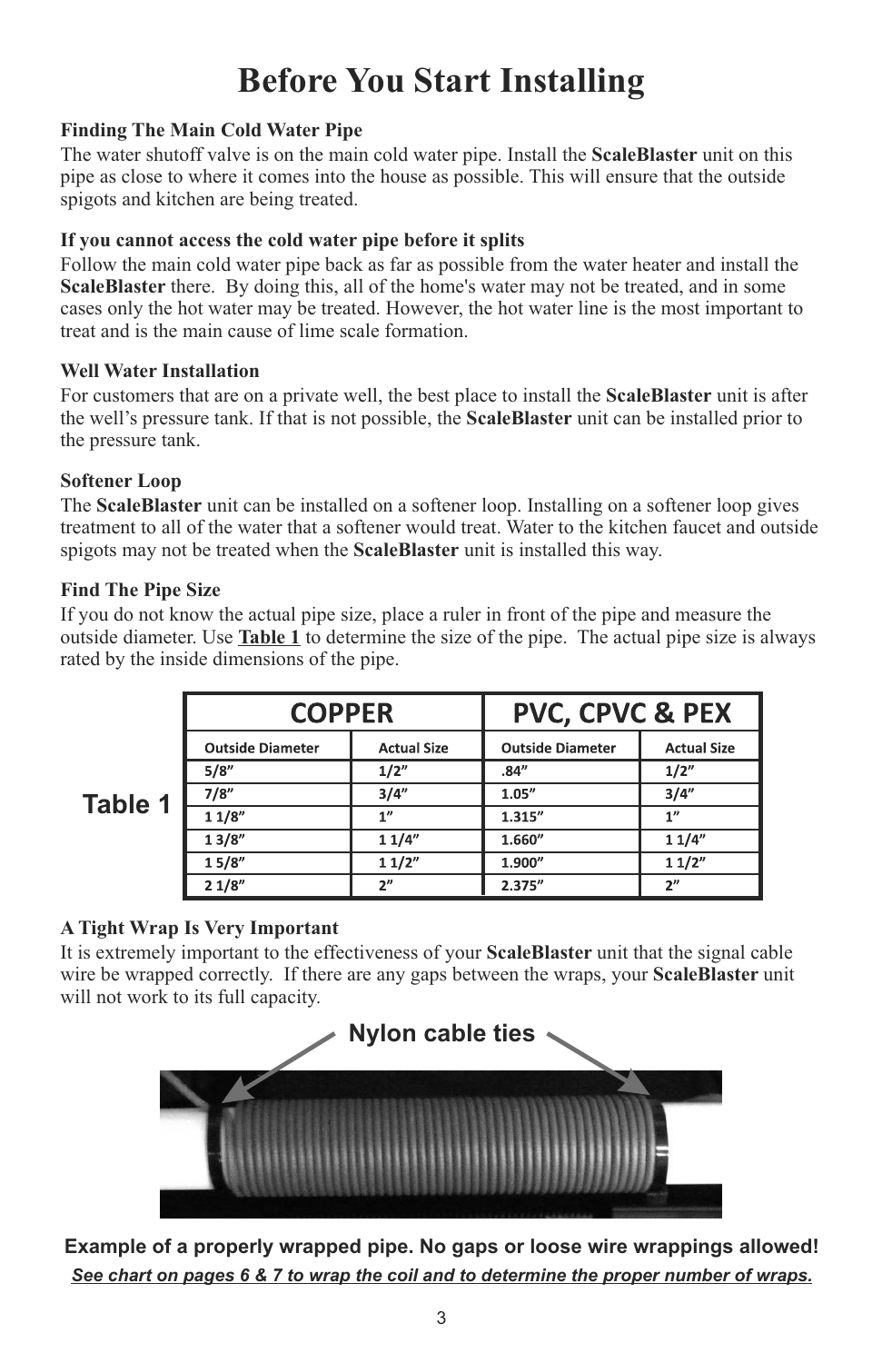# Before You Start Installing

### Finding The Main Cold Water Pipe

The water shutoff valve is on the main cold water pipe. Install the **ScaleBlaster** unit on this pipe as close to where it comes into the house as possible. This will ensure that the outside spigots and kitchen are being treated.

### If you cannot access the cold water pipe before it splits

Follow the main cold water pipe back as far as possible from the water heater and install the **ScaleBlaster** there. By doing this, all of the home's water may not be treated, and in some cases only the hot water may be treated. However, the hot water line is the most important to treat and is the main cause of lime scale formation.

### Well Water Installation

For customers that are on a private well, the best place to install the **ScaleBlaster** unit is after the well's pressure tank. If that is not possible, the **ScaleBlaster** unit can be installed prior to the pressure tank.

### Softener Loop

The **ScaleBlaster** unit can be installed on a softener loop. Installing on a softener loop gives treatment to all of the water that a softener would treat. Water to the kitchen faucet and outside spigots may not be treated when the **ScaleBlaster** unit is installed this way.

### Find The Pipe Size

If you do not know the actual pipe size, place a ruler in front of the pipe and measure the outside diameter. Use **Table 1** to determine the size of the pipe. The actual pipe size is always rated by the inside dimensions of the pipe.

**Table 1**

| COPPER | | PVC, CPVC & PEX | |
|---|---|---|---|
| Outside Diameter | Actual Size | Outside Diameter | Actual Size |
| 5/8" | 1/2" | .84" | 1/2" |
| 7/8" | 3/4" | 1.05" | 3/4" |
| 1 1/8" | 1" | 1.315" | 1" |
| 1 3/8" | 1 1/4" | 1.660" | 1 1/4" |
| 1 5/8" | 1 1/2" | 1.900" | 1 1/2" |
| 2 1/8" | 2" | 2.375" | 2" |

### A Tight Wrap Is Very Important

It is extremely important to the effectiveness of your **ScaleBlaster** unit that the signal cable wire be wrapped correctly. If there are any gaps between the wraps, your **ScaleBlaster** unit will not work to its full capacity.

Nylon cable ties

**Example of a properly wrapped pipe. No gaps or loose wire wrappings allowed!**

***See chart on pages 6 & 7 to wrap the coil and to determine the proper number of wraps.***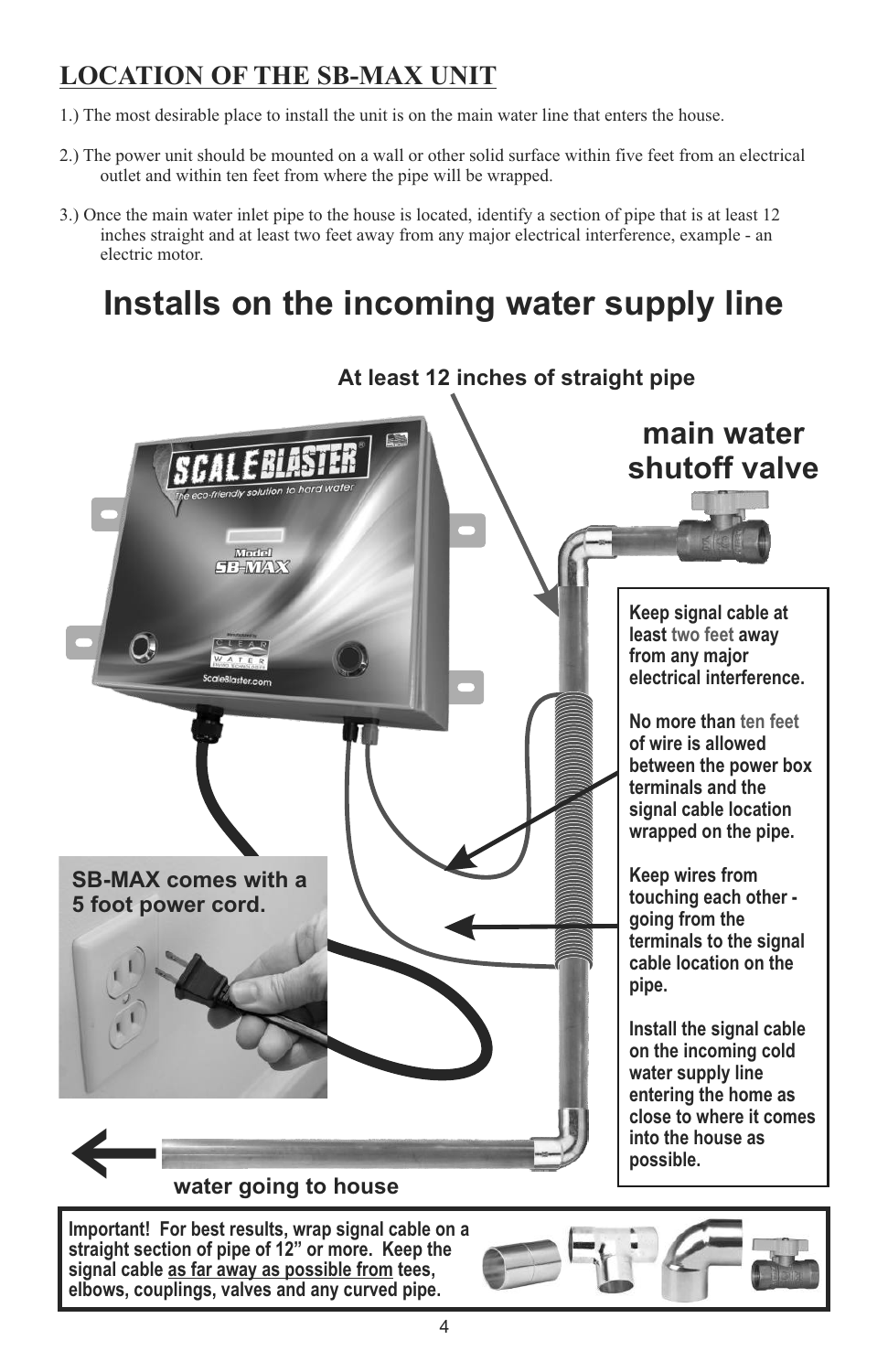## LOCATION OF THE SB-MAX UNIT

1.) The most desirable place to install the unit is on the main water line that enters the house.

2.) The power unit should be mounted on a wall or other solid surface within five feet from an electrical outlet and within ten feet from where the pipe will be wrapped.

3.) Once the main water inlet pipe to the house is located, identify a section of pipe that is at least 12 inches straight and at least two feet away from any major electrical interference, example - an electric motor.

# Installs on the incoming water supply line

**At least 12 inches of straight pipe**

**main water shutoff valve**

**Keep signal cable at least two feet away from any major electrical interference.**

**No more than ten feet of wire is allowed between the power box terminals and the signal cable location wrapped on the pipe.**

**Keep wires from touching each other - going from the terminals to the signal cable location on the pipe.**

**Install the signal cable on the incoming cold water supply line entering the home as close to where it comes into the house as possible.**

**SB-MAX comes with a 5 foot power cord.**

**water going to house**

**Important! For best results, wrap signal cable on a straight section of pipe of 12" or more. Keep the signal cable as far away as possible from tees, elbows, couplings, valves and any curved pipe.**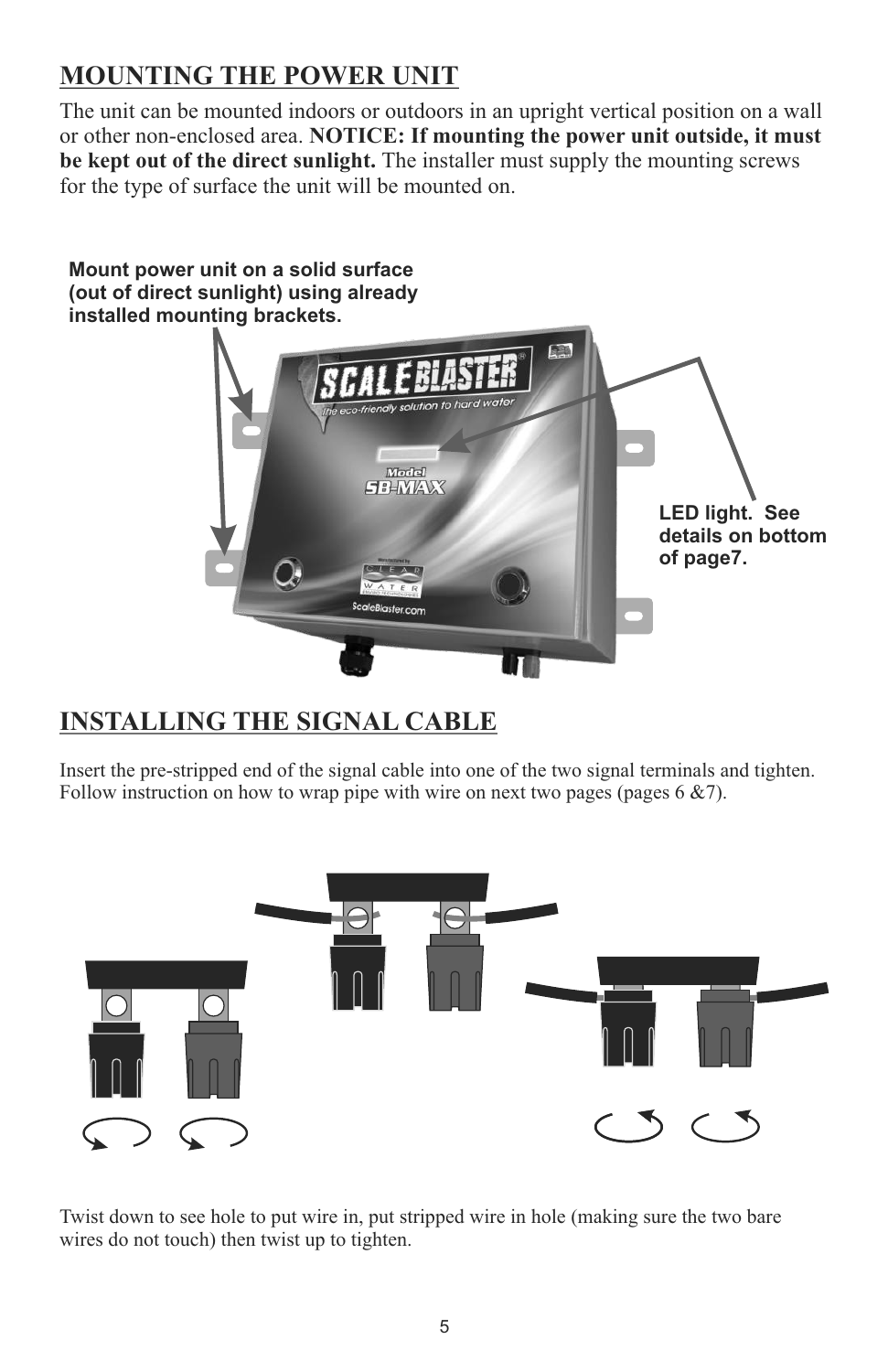## MOUNTING THE POWER UNIT

The unit can be mounted indoors or outdoors in an upright vertical position on a wall or other non-enclosed area. **NOTICE: If mounting the power unit outside, it must be kept out of the direct sunlight.** The installer must supply the mounting screws for the type of surface the unit will be mounted on.

**Mount power unit on a solid surface (out of direct sunlight) using already installed mounting brackets.**

**LED light. See details on bottom of page7.**

## INSTALLING THE SIGNAL CABLE

Insert the pre-stripped end of the signal cable into one of the two signal terminals and tighten. Follow instruction on how to wrap pipe with wire on next two pages (pages 6 &7).

Twist down to see hole to put wire in, put stripped wire in hole (making sure the two bare wires do not touch) then twist up to tighten.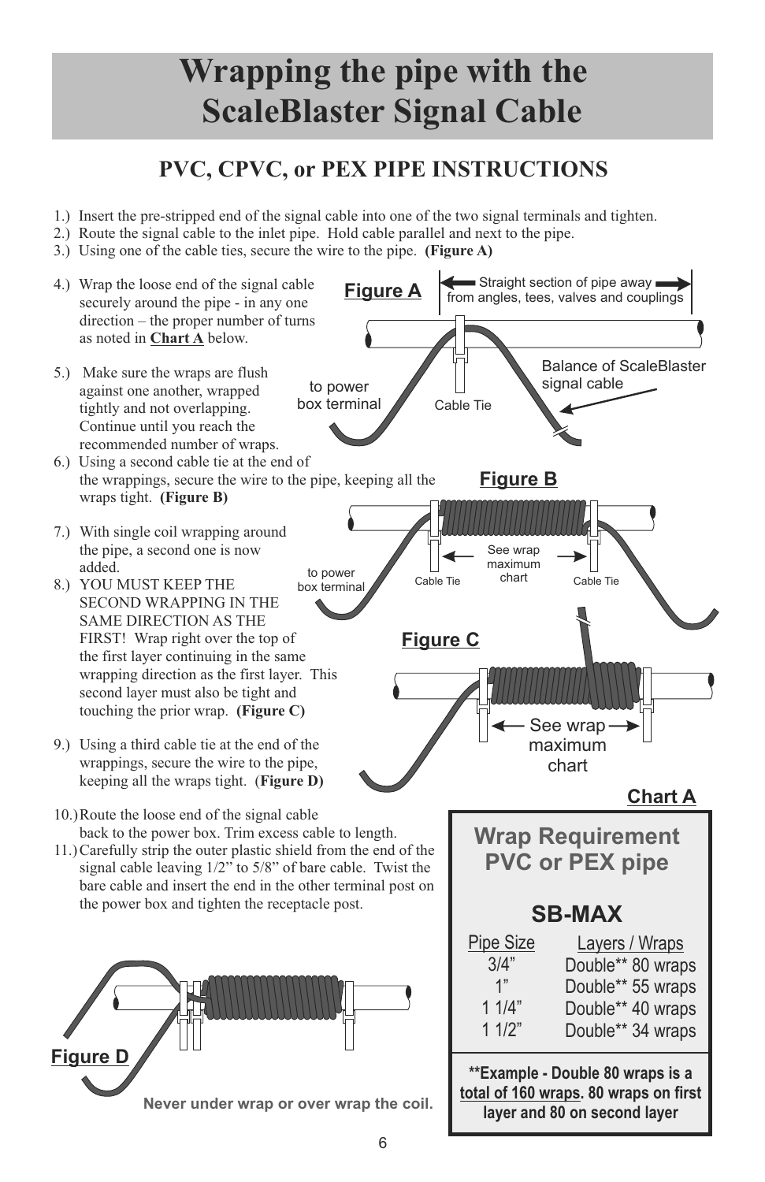# Wrapping the pipe with the ScaleBlaster Signal Cable

## PVC, CPVC, or PEX PIPE INSTRUCTIONS

1.) Insert the pre-stripped end of the signal cable into one of the two signal terminals and tighten.
2.) Route the signal cable to the inlet pipe. Hold cable parallel and next to the pipe.
3.) Using one of the cable ties, secure the wire to the pipe. **(Figure A)**
4.) Wrap the loose end of the signal cable securely around the pipe - in any one direction – the proper number of turns as noted in **Chart A** below.
5.) Make sure the wraps are flush against one another, wrapped tightly and not overlapping. Continue until you reach the recommended number of wraps.
6.) Using a second cable tie at the end of the wrappings, secure the wire to the pipe, keeping all the wraps tight. **(Figure B)**
7.) With single coil wrapping around the pipe, a second one is now added.
8.) YOU MUST KEEP THE SECOND WRAPPING IN THE SAME DIRECTION AS THE FIRST! Wrap right over the top of the first layer continuing in the same wrapping direction as the first layer. This second layer must also be tight and touching the prior wrap. **(Figure C)**
9.) Using a third cable tie at the end of the wrappings, secure the wire to the pipe, keeping all the wraps tight. (**Figure D)**
10.) Route the loose end of the signal cable back to the power box. Trim excess cable to length.
11.) Carefully strip the outer plastic shield from the end of the signal cable leaving 1/2" to 5/8" of bare cable. Twist the bare cable and insert the end in the other terminal post on the power box and tighten the receptacle post.

**Figure A**

Straight section of pipe away from angles, tees, valves and couplings

to power box terminal

Cable Tie

Balance of ScaleBlaster signal cable

**Figure B**

to power box terminal

Cable Tie

See wrap maximum chart

Cable Tie

**Figure C**

See wrap maximum chart

**Figure D**

**Never under wrap or over wrap the coil.**

**Chart A**

### Wrap Requirement PVC or PEX pipe

### SB-MAX

| Pipe Size | Layers / Wraps |
|---|---|
| 3/4" | Double** 80 wraps |
| 1" | Double** 55 wraps |
| 1 1/4" | Double** 40 wraps |
| 1 1/2" | Double** 34 wraps |

****Example - Double 80 wraps is a total of 160 wraps. 80 wraps on first layer and 80 on second layer**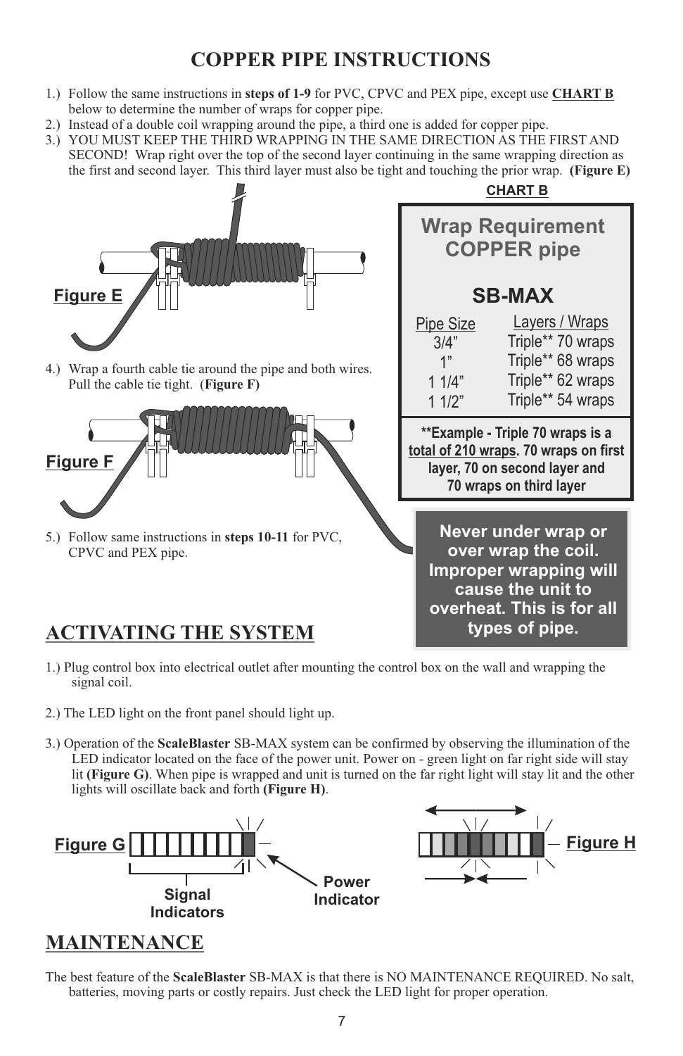# COPPER PIPE INSTRUCTIONS

1.) Follow the same instructions in **steps of 1-9** for PVC, CPVC and PEX pipe, except use **CHART B** below to determine the number of wraps for copper pipe.
2.) Instead of a double coil wrapping around the pipe, a third one is added for copper pipe.
3.) YOU MUST KEEP THE THIRD WRAPPING IN THE SAME DIRECTION AS THE FIRST AND SECOND! Wrap right over the top of the second layer continuing in the same wrapping direction as the first and second layer. This third layer must also be tight and touching the prior wrap. **(Figure E)**

**Figure E**

4.) Wrap a fourth cable tie around the pipe and both wires. Pull the cable tie tight. (**Figure F)**

**Figure F**

5.) Follow same instructions in **steps 10-11** for PVC, CPVC and PEX pipe.

**CHART B**

**Wrap Requirement COPPER pipe**

**SB-MAX**

| Pipe Size | Layers / Wraps |
|---|---|
| 3/4" | Triple** 70 wraps |
| 1" | Triple** 68 wraps |
| 1 1/4" | Triple** 62 wraps |
| 1 1/2" | Triple** 54 wraps |

****Example - Triple 70 wraps is a total of 210 wraps. 70 wraps on first layer, 70 on second layer and 70 wraps on third layer**

**Never under wrap or over wrap the coil. Improper wrapping will cause the unit to overheat. This is for all types of pipe.**

# ACTIVATING THE SYSTEM

1.) Plug control box into electrical outlet after mounting the control box on the wall and wrapping the signal coil.

2.) The LED light on the front panel should light up.

3.) Operation of the **ScaleBlaster** SB-MAX system can be confirmed by observing the illumination of the LED indicator located on the face of the power unit. Power on - green light on far right side will stay lit **(Figure G)**. When pipe is wrapped and unit is turned on the far right light will stay lit and the other lights will oscillate back and forth **(Figure H)**.

**Figure G** — Signal Indicators, Power Indicator

**Figure H**

# MAINTENANCE

The best feature of the **ScaleBlaster** SB-MAX is that there is NO MAINTENANCE REQUIRED. No salt, batteries, moving parts or costly repairs. Just check the LED light for proper operation.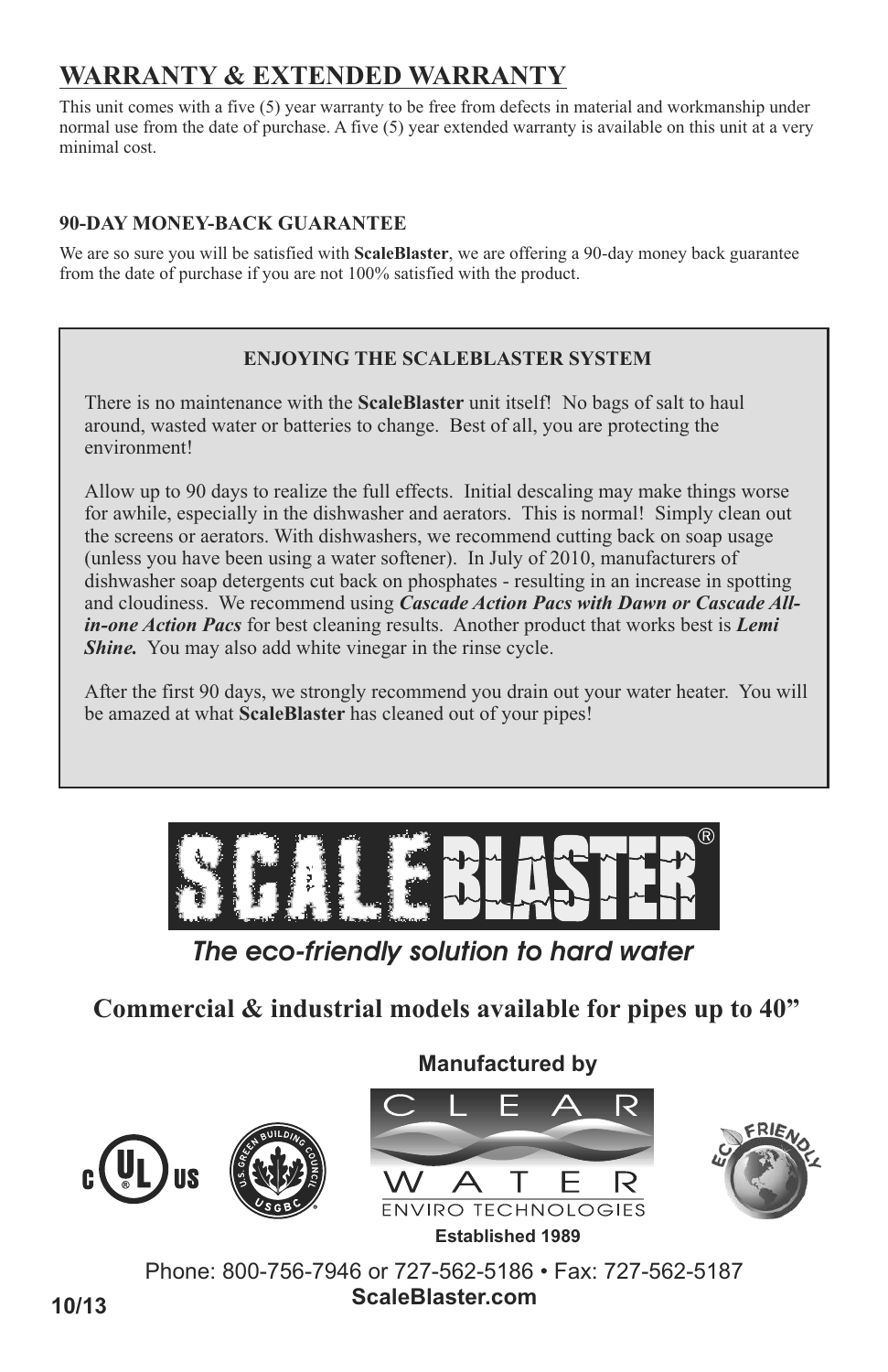## WARRANTY & EXTENDED WARRANTY

This unit comes with a five (5) year warranty to be free from defects in material and workmanship under normal use from the date of purchase. A five (5) year extended warranty is available on this unit at a very minimal cost.

### 90-DAY MONEY-BACK GUARANTEE

We are so sure you will be satisfied with **ScaleBlaster**, we are offering a 90-day money back guarantee from the date of purchase if you are not 100% satisfied with the product.

### ENJOYING THE SCALEBLASTER SYSTEM

There is no maintenance with the **ScaleBlaster** unit itself! No bags of salt to haul around, wasted water or batteries to change. Best of all, you are protecting the environment!

Allow up to 90 days to realize the full effects. Initial descaling may make things worse for awhile, especially in the dishwasher and aerators. This is normal! Simply clean out the screens or aerators. With dishwashers, we recommend cutting back on soap usage (unless you have been using a water softener). In July of 2010, manufacturers of dishwasher soap detergents cut back on phosphates - resulting in an increase in spotting and cloudiness. We recommend using ***Cascade Action Pacs with Dawn or Cascade All-in-one Action Pacs*** for best cleaning results. Another product that works best is ***Lemi Shine.*** You may also add white vinegar in the rinse cycle.

After the first 90 days, we strongly recommend you drain out your water heater. You will be amazed at what **ScaleBlaster** has cleaned out of your pipes!

SCALEBLASTER®

*The eco-friendly solution to hard water*

**Commercial & industrial models available for pipes up to 40"**

**Manufactured by**

CLEAR WATER ENVIRO TECHNOLOGIES

**Established 1989**

Phone: 800-756-7946 or 727-562-5186 • Fax: 727-562-5187

**ScaleBlaster.com**

**10/13**